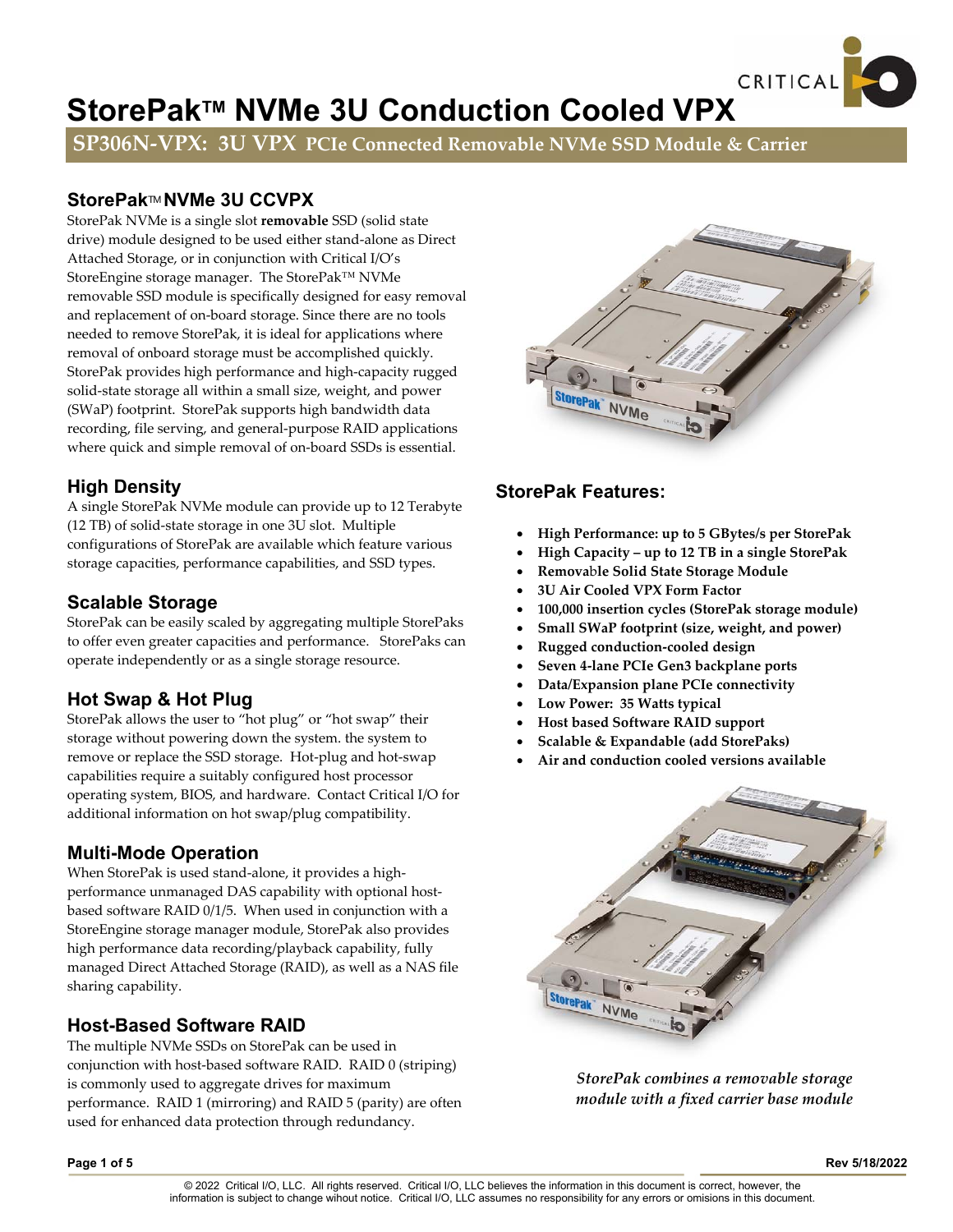# StorePak™ NVMe 3U Conduction Cooled VPX

## SP306N-VPX: 3U VPX PCIe Connected Removable NVMe SSD Module & Carrier

### StorePak™ NVMe 3U CCVPX

StorePak NVMe is a single slot **removable** SSD (solid state drive) module designed to be used either stand-alone as Direct Attached Storage, or in conjunction with Critical I/O's StoreEngine storage manager. The StorePak™ NVMe removable SSD module is specifically designed for easy removal and replacement of on-board storage. Since there are no tools needed to remove StorePak, it is ideal for applications where removal of onboard storage must be accomplished quickly. StorePak provides high performance and high-capacity rugged solid-state storage all within a small size, weight, and power (SWaP) footprint. StorePak supports high bandwidth data recording, file serving, and general-purpose RAID applications where quick and simple removal of on-board SSDs is essential.

### High Density

A single StorePak NVMe module can provide up to 12 Terabyte (12 TB) of solid-state storage in one 3U slot. Multiple configurations of StorePak are available which feature various storage capacities, performance capabilities, and SSD types.

### Scalable Storage

StorePak can be easily scaled by aggregating multiple StorePaks to offer even greater capacities and performance. StorePaks can operate independently or as a single storage resource.

### Hot Swap & Hot Plug

StorePak allows the user to "hot plug" or "hot swap" their storage without powering down the system. the system to remove or replace the SSD storage. Hot-plug and hot-swap capabilities require a suitably configured host processor operating system, BIOS, and hardware. Contact Critical I/O for additional information on hot swap/plug compatibility.

### Multi-Mode Operation

When StorePak is used stand-alone, it provides a high-performance unmanaged DAS capability with optional host-based software RAID 0/1/5. When used in conjunction with a StoreEngine storage manager module, StorePak also provides high performance data recording/playback capability, fully managed Direct Attached Storage (RAID), as well as a NAS file sharing capability.

### Host-Based Software RAID

The multiple NVMe SSDs on StorePak can be used in conjunction with host-based software RAID. RAID 0 (striping) is commonly used to aggregate drives for maximum performance. RAID 1 (mirroring) and RAID 5 (parity) are often used for enhanced data protection through redundancy.

### StorePak Features:

- **High Performance: up to 5 GBytes/s per StorePak**
- **High Capacity – up to 12 TB in a single StorePak**
- **Removable Solid State Storage Module**
- **3U Air Cooled VPX Form Factor**
- **100,000 insertion cycles (StorePak storage module)**
- **Small SWaP footprint (size, weight, and power)**
- **Rugged conduction-cooled design**
- **Seven 4-lane PCIe Gen3 backplane ports**
- **Data/Expansion plane PCIe connectivity**
- **Low Power: 35 Watts typical**
- **Host based Software RAID support**
- **Scalable & Expandable (add StorePaks)**
- **Air and conduction cooled versions available**

*StorePak combines a removable storage module with a fixed carrier base module*

© 2022 Critical I/O, LLC. All rights reserved. Critical I/O, LLC believes the information in this document is correct, however, the information is subject to change wihout notice. Critical I/O, LLC assumes no responsibility for any errors or omisions in this document.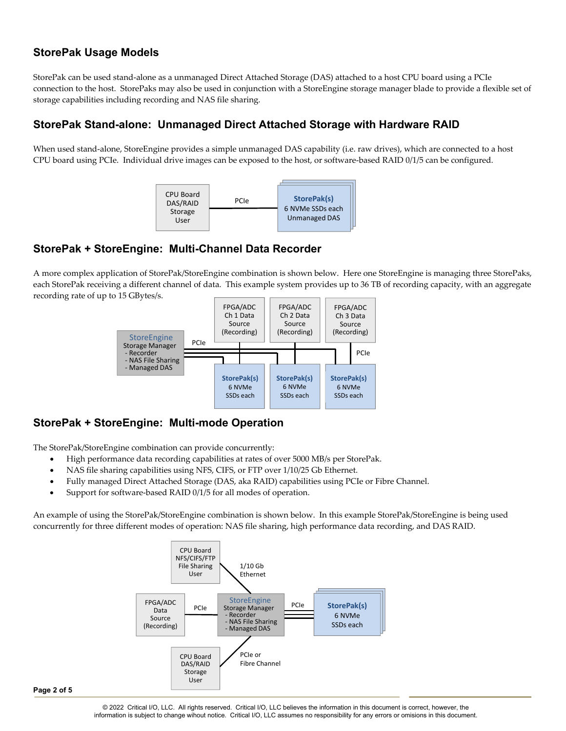## StorePak Usage Models

StorePak can be used stand-alone as a unmanaged Direct Attached Storage (DAS) attached to a host CPU board using a PCIe connection to the host. StorePaks may also be used in conjunction with a StoreEngine storage manager blade to provide a flexible set of storage capabilities including recording and NAS file sharing.

## StorePak Stand-alone: Unmanaged Direct Attached Storage with Hardware RAID

When used stand-alone, StoreEngine provides a simple unmanaged DAS capability (i.e. raw drives), which are connected to a host CPU board using PCIe. Individual drive images can be exposed to the host, or software-based RAID 0/1/5 can be configured.

CPU Board DAS/RAID Storage User — PCIe — StorePak(s) 6 NVMe SSDs each Unmanaged DAS

## StorePak + StoreEngine: Multi-Channel Data Recorder

A more complex application of StorePak/StoreEngine combination is shown below. Here one StoreEngine is managing three StorePaks, each StorePak receiving a different channel of data. This example system provides up to 36 TB of recording capacity, with an aggregate recording rate of up to 15 GBytes/s.

StoreEngine Storage Manager - Recorder - NAS File Sharing - Managed DAS — PCIe — StorePak(s) 6 NVMe SSDs each (x3), each connected via PCIe to FPGA/ADC Ch 1 / Ch 2 / Ch 3 Data Source (Recording)

## StorePak + StoreEngine: Multi-mode Operation

The StorePak/StoreEngine combination can provide concurrently:

- High performance data recording capabilities at rates of over 5000 MB/s per StorePak.
- NAS file sharing capabilities using NFS, CIFS, or FTP over 1/10/25 Gb Ethernet.
- Fully managed Direct Attached Storage (DAS, aka RAID) capabilities using PCIe or Fibre Channel.
- Support for software-based RAID 0/1/5 for all modes of operation.

An example of using the StorePak/StoreEngine combination is shown below. In this example StorePak/StoreEngine is being used concurrently for three different modes of operation: NAS file sharing, high performance data recording, and DAS RAID.

CPU Board NFS/CIFS/FTP File Sharing User — 1/10 Gb Ethernet — StoreEngine Storage Manager - Recorder - NAS File Sharing - Managed DAS

FPGA/ADC Data Source (Recording) — PCIe — StoreEngine — PCIe — StorePak(s) 6 NVMe SSDs each

CPU Board DAS/RAID Storage User — PCIe or Fibre Channel — StoreEngine

© 2022 Critical I/O, LLC. All rights reserved. Critical I/O, LLC believes the information in this document is correct, however, the information is subject to change wihout notice. Critical I/O, LLC assumes no responsibility for any errors or omisions in this document.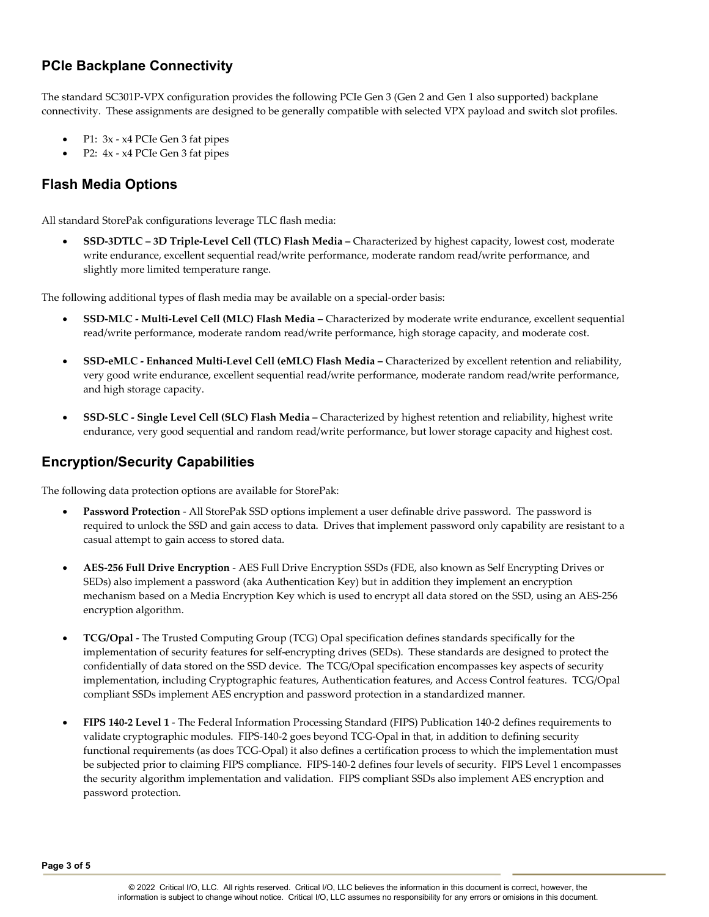## PCIe Backplane Connectivity

The standard SC301P-VPX configuration provides the following PCIe Gen 3 (Gen 2 and Gen 1 also supported) backplane connectivity. These assignments are designed to be generally compatible with selected VPX payload and switch slot profiles.

- P1: 3x - x4 PCIe Gen 3 fat pipes
- P2: 4x - x4 PCIe Gen 3 fat pipes

## Flash Media Options

All standard StorePak configurations leverage TLC flash media:

- **SSD-3DTLC – 3D Triple-Level Cell (TLC) Flash Media –** Characterized by highest capacity, lowest cost, moderate write endurance, excellent sequential read/write performance, moderate random read/write performance, and slightly more limited temperature range.

The following additional types of flash media may be available on a special-order basis:

- **SSD-MLC - Multi-Level Cell (MLC) Flash Media –** Characterized by moderate write endurance, excellent sequential read/write performance, moderate random read/write performance, high storage capacity, and moderate cost.

- **SSD-eMLC - Enhanced Multi-Level Cell (eMLC) Flash Media –** Characterized by excellent retention and reliability, very good write endurance, excellent sequential read/write performance, moderate random read/write performance, and high storage capacity.

- **SSD-SLC - Single Level Cell (SLC) Flash Media –** Characterized by highest retention and reliability, highest write endurance, very good sequential and random read/write performance, but lower storage capacity and highest cost.

## Encryption/Security Capabilities

The following data protection options are available for StorePak:

- **Password Protection** - All StorePak SSD options implement a user definable drive password. The password is required to unlock the SSD and gain access to data. Drives that implement password only capability are resistant to a casual attempt to gain access to stored data.

- **AES-256 Full Drive Encryption** - AES Full Drive Encryption SSDs (FDE, also known as Self Encrypting Drives or SEDs) also implement a password (aka Authentication Key) but in addition they implement an encryption mechanism based on a Media Encryption Key which is used to encrypt all data stored on the SSD, using an AES-256 encryption algorithm.

- **TCG/Opal** - The Trusted Computing Group (TCG) Opal specification defines standards specifically for the implementation of security features for self-encrypting drives (SEDs). These standards are designed to protect the confidentially of data stored on the SSD device. The TCG/Opal specification encompasses key aspects of security implementation, including Cryptographic features, Authentication features, and Access Control features. TCG/Opal compliant SSDs implement AES encryption and password protection in a standardized manner.

- **FIPS 140-2 Level 1** - The Federal Information Processing Standard (FIPS) Publication 140-2 defines requirements to validate cryptographic modules. FIPS-140-2 goes beyond TCG-Opal in that, in addition to defining security functional requirements (as does TCG-Opal) it also defines a certification process to which the implementation must be subjected prior to claiming FIPS compliance. FIPS-140-2 defines four levels of security. FIPS Level 1 encompasses the security algorithm implementation and validation. FIPS compliant SSDs also implement AES encryption and password protection.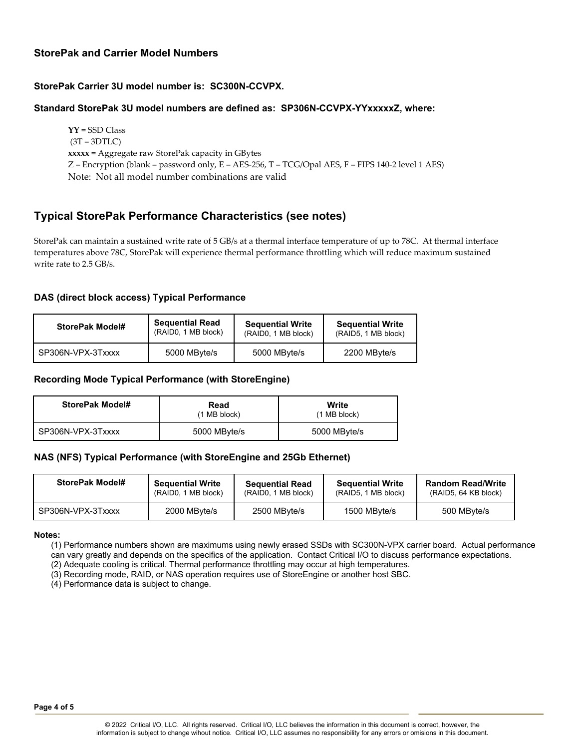## StorePak and Carrier Model Numbers

**StorePak Carrier 3U model number is: SC300N-CCVPX.**

**Standard StorePak 3U model numbers are defined as: SP306N-CCVPX-YYxxxxxZ, where:**

**YY** = SSD Class
(3T = 3DTLC)
**xxxxx** = Aggregate raw StorePak capacity in GBytes
Z = Encryption (blank = password only, E = AES-256, T = TCG/Opal AES, F = FIPS 140-2 level 1 AES)
Note: Not all model number combinations are valid

## Typical StorePak Performance Characteristics (see notes)

StorePak can maintain a sustained write rate of 5 GB/s at a thermal interface temperature of up to 78C. At thermal interface temperatures above 78C, StorePak will experience thermal performance throttling which will reduce maximum sustained write rate to 2.5 GB/s.

### DAS (direct block access) Typical Performance

| StorePak Model# | Sequential Read (RAID0, 1 MB block) | Sequential Write (RAID0, 1 MB block) | Sequential Write (RAID5, 1 MB block) |
|---|---|---|---|
| SP306N-VPX-3Txxxx | 5000 MByte/s | 5000 MByte/s | 2200 MByte/s |

### Recording Mode Typical Performance (with StoreEngine)

| StorePak Model# | Read (1 MB block) | Write (1 MB block) |
|---|---|---|
| SP306N-VPX-3Txxxx | 5000 MByte/s | 5000 MByte/s |

### NAS (NFS) Typical Performance (with StoreEngine and 25Gb Ethernet)

| StorePak Model# | Sequential Write (RAID0, 1 MB block) | Sequential Read (RAID0, 1 MB block) | Sequential Write (RAID5, 1 MB block) | Random Read/Write (RAID5, 64 KB block) |
|---|---|---|---|---|
| SP306N-VPX-3Txxxx | 2000 MByte/s | 2500 MByte/s | 1500 MByte/s | 500 MByte/s |

**Notes:**

(1) Performance numbers shown are maximums using newly erased SSDs with SC300N-VPX carrier board. Actual performance can vary greatly and depends on the specifics of the application. Contact Critical I/O to discuss performance expectations.
(2) Adequate cooling is critical. Thermal performance throttling may occur at high temperatures.
(3) Recording mode, RAID, or NAS operation requires use of StoreEngine or another host SBC.
(4) Performance data is subject to change.

© 2022 Critical I/O, LLC. All rights reserved. Critical I/O, LLC believes the information in this document is correct, however, the information is subject to change wihout notice. Critical I/O, LLC assumes no responsibility for any errors or omisions in this document.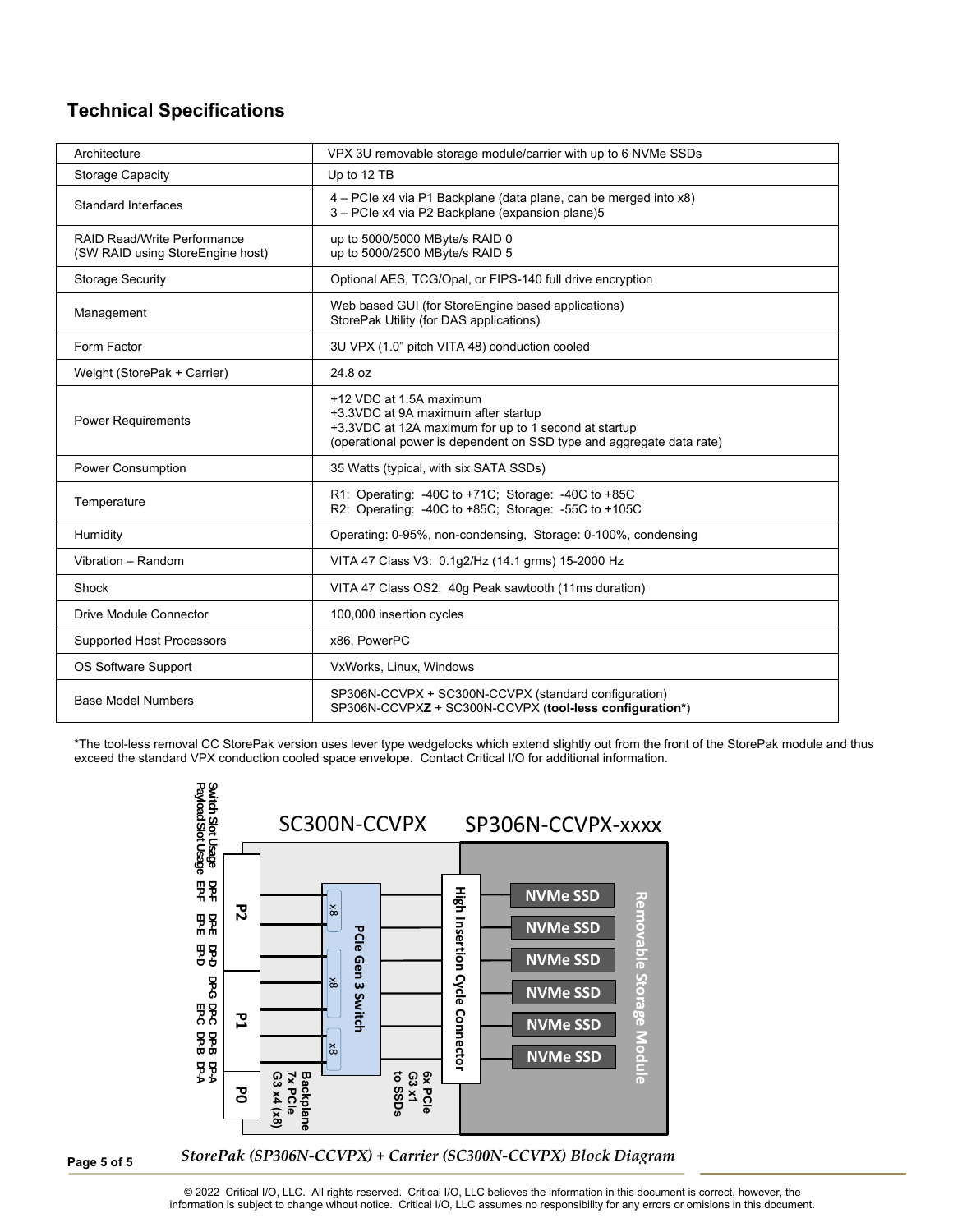## Technical Specifications

| | |
|---|---|
| Architecture | VPX 3U removable storage module/carrier with up to 6 NVMe SSDs |
| Storage Capacity | Up to 12 TB |
| Standard Interfaces | 4 – PCIe x4 via P1 Backplane (data plane, can be merged into x8)<br>3 – PCIe x4 via P2 Backplane (expansion plane)5 |
| RAID Read/Write Performance (SW RAID using StoreEngine host) | up to 5000/5000 MByte/s RAID 0<br>up to 5000/2500 MByte/s RAID 5 |
| Storage Security | Optional AES, TCG/Opal, or FIPS-140 full drive encryption |
| Management | Web based GUI (for StoreEngine based applications)<br>StorePak Utility (for DAS applications) |
| Form Factor | 3U VPX (1.0" pitch VITA 48) conduction cooled |
| Weight (StorePak + Carrier) | 24.8 oz |
| Power Requirements | +12 VDC at 1.5A maximum<br>+3.3VDC at 9A maximum after startup<br>+3.3VDC at 12A maximum for up to 1 second at startup<br>(operational power is dependent on SSD type and aggregate data rate) |
| Power Consumption | 35 Watts (typical, with six SATA SSDs) |
| Temperature | R1: Operating: -40C to +71C; Storage: -40C to +85C<br>R2: Operating: -40C to +85C; Storage: -55C to +105C |
| Humidity | Operating: 0-95%, non-condensing, Storage: 0-100%, condensing |
| Vibration – Random | VITA 47 Class V3: 0.1g2/Hz (14.1 grms) 15-2000 Hz |
| Shock | VITA 47 Class OS2: 40g Peak sawtooth (11ms duration) |
| Drive Module Connector | 100,000 insertion cycles |
| Supported Host Processors | x86, PowerPC |
| OS Software Support | VxWorks, Linux, Windows |
| Base Model Numbers | SP306N-CCVPX + SC300N-CCVPX (standard configuration)<br>SP306N-CCVPX**Z** + SC300N-CCVPX (**tool-less configuration***) |

*The tool-less removal CC StorePak version uses lever type wedgelocks which extend slightly out from the front of the StorePak module and thus exceed the standard VPX conduction cooled space envelope. Contact Critical I/O for additional information.

SC300N-CCVPX

SP306N-CCVPX-xxxx

Switch Slot Usage: DP-F DP-E DP-D DP-G DP-C DP-B DP-A

Payload Slot Usage: EP-F EP-E EP-D EP-C DP-B DP-A

P2

P1

P0

Backplane 7x PCIe G3 x4 (x8)

x8

x8

x8

PCIe Gen 3 Switch

6x PCIe G3 x1 to SSDs

High Insertion Cycle Connector

NVMe SSD

NVMe SSD

NVMe SSD

NVMe SSD

NVMe SSD

NVMe SSD

Removable Storage Module

*StorePak (SP306N-CCVPX) + Carrier (SC300N-CCVPX) Block Diagram*

© 2022 Critical I/O, LLC. All rights reserved. Critical I/O, LLC believes the information in this document is correct, however, the information is subject to change wihout notice. Critical I/O, LLC assumes no responsibility for any errors or omisions in this document.